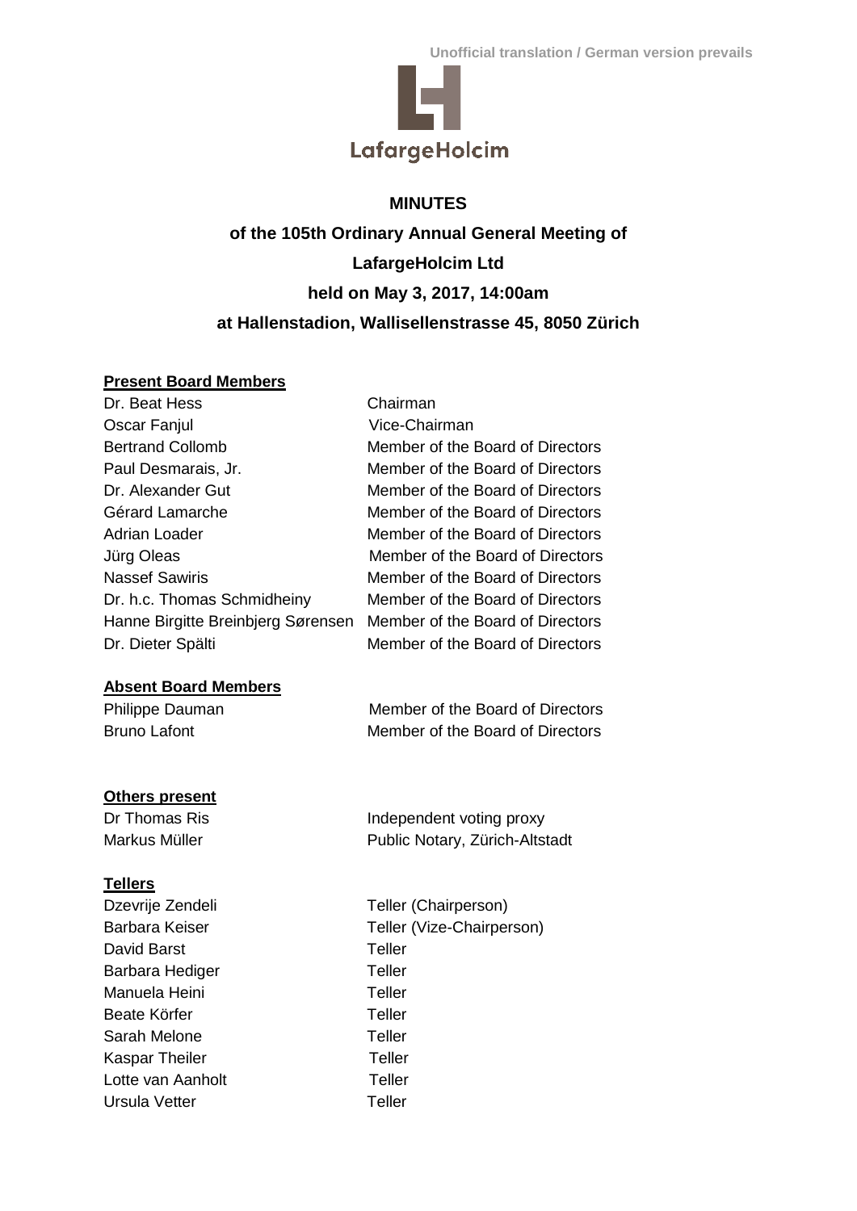Unofficial translation / German version prevails

LafargeHolcim

# MINUTES

## of the 105th Ordinary Annual General Meeting of LafargeHolcim Ltd held on May 3, 2017, 14:00am at Hallenstadion, Wallisellenstrasse 45, 8050 Zürich

**Present Board Members**

| | |
|---|---|
| Dr. Beat Hess | Chairman |
| Oscar Fanjul | Vice-Chairman |
| Bertrand Collomb | Member of the Board of Directors |
| Paul Desmarais, Jr. | Member of the Board of Directors |
| Dr. Alexander Gut | Member of the Board of Directors |
| Gérard Lamarche | Member of the Board of Directors |
| Adrian Loader | Member of the Board of Directors |
| Jürg Oleas | Member of the Board of Directors |
| Nassef Sawiris | Member of the Board of Directors |
| Dr. h.c. Thomas Schmidheiny | Member of the Board of Directors |
| Hanne Birgitte Breinbjerg Sørensen | Member of the Board of Directors |
| Dr. Dieter Spälti | Member of the Board of Directors |

**Absent Board Members**

| | |
|---|---|
| Philippe Dauman | Member of the Board of Directors |
| Bruno Lafont | Member of the Board of Directors |

**Others present**

| | |
|---|---|
| Dr Thomas Ris | Independent voting proxy |
| Markus Müller | Public Notary, Zürich-Altstadt |

**Tellers**

| | |
|---|---|
| Dzevrije Zendeli | Teller (Chairperson) |
| Barbara Keiser | Teller (Vize-Chairperson) |
| David Barst | Teller |
| Barbara Hediger | Teller |
| Manuela Heini | Teller |
| Beate Körfer | Teller |
| Sarah Melone | Teller |
| Kaspar Theiler | Teller |
| Lotte van Aanholt | Teller |
| Ursula Vetter | Teller |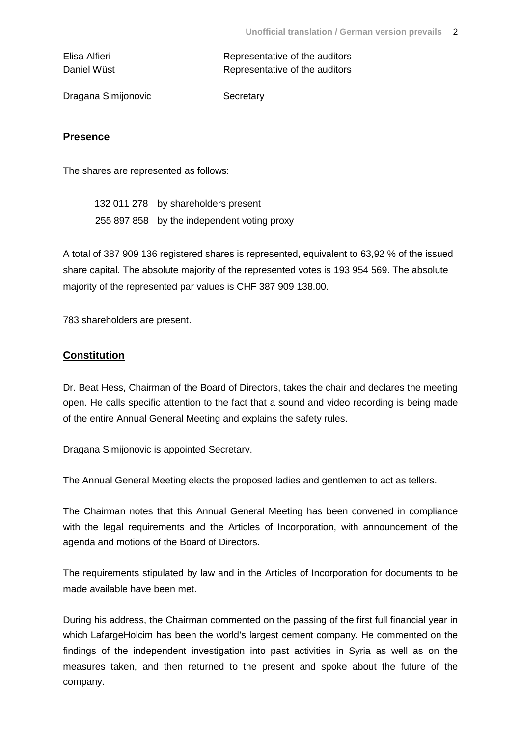| | |
|---|---|
| Elisa Alfieri | Representative of the auditors |
| Daniel Wüst | Representative of the auditors |
| Dragana Simijonovic | Secretary |

## Presence

The shares are represented as follows:

| | |
|---|---|
| 132 011 278 | by shareholders present |
| 255 897 858 | by the independent voting proxy |

A total of 387 909 136 registered shares is represented, equivalent to 63,92 % of the issued share capital. The absolute majority of the represented votes is 193 954 569. The absolute majority of the represented par values is CHF 387 909 138.00.

783 shareholders are present.

## Constitution

Dr. Beat Hess, Chairman of the Board of Directors, takes the chair and declares the meeting open. He calls specific attention to the fact that a sound and video recording is being made of the entire Annual General Meeting and explains the safety rules.

Dragana Simijonovic is appointed Secretary.

The Annual General Meeting elects the proposed ladies and gentlemen to act as tellers.

The Chairman notes that this Annual General Meeting has been convened in compliance with the legal requirements and the Articles of Incorporation, with announcement of the agenda and motions of the Board of Directors.

The requirements stipulated by law and in the Articles of Incorporation for documents to be made available have been met.

During his address, the Chairman commented on the passing of the first full financial year in which LafargeHolcim has been the world's largest cement company. He commented on the findings of the independent investigation into past activities in Syria as well as on the measures taken, and then returned to the present and spoke about the future of the company.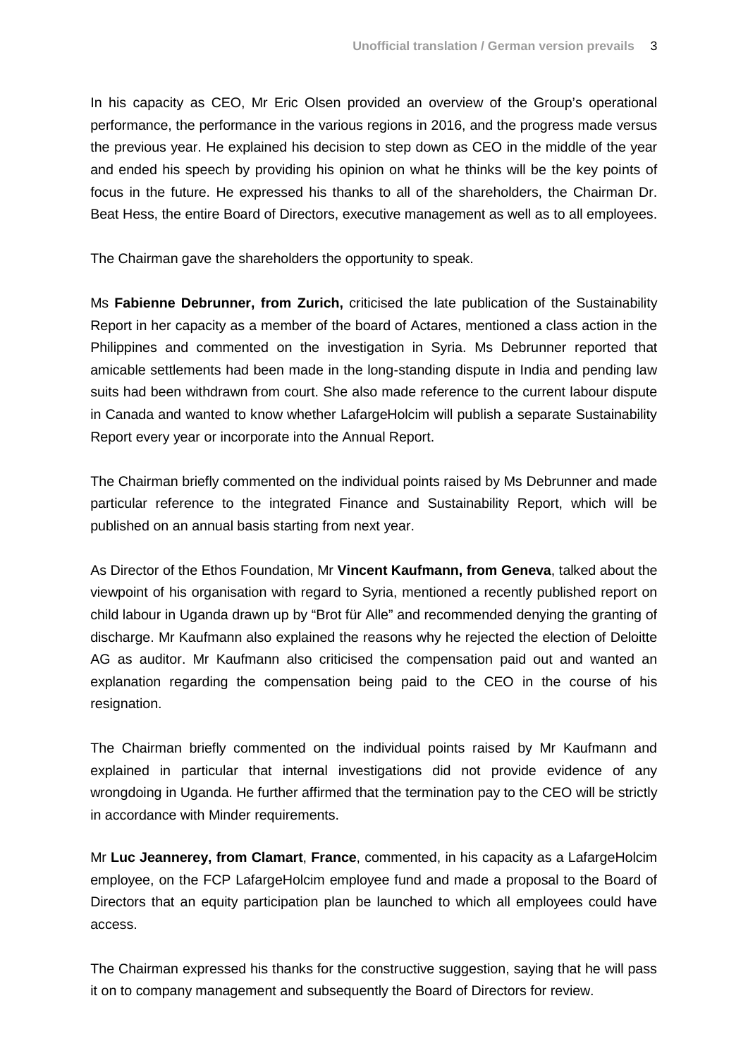In his capacity as CEO, Mr Eric Olsen provided an overview of the Group's operational performance, the performance in the various regions in 2016, and the progress made versus the previous year. He explained his decision to step down as CEO in the middle of the year and ended his speech by providing his opinion on what he thinks will be the key points of focus in the future. He expressed his thanks to all of the shareholders, the Chairman Dr. Beat Hess, the entire Board of Directors, executive management as well as to all employees.

The Chairman gave the shareholders the opportunity to speak.

Ms **Fabienne Debrunner, from Zurich,** criticised the late publication of the Sustainability Report in her capacity as a member of the board of Actares, mentioned a class action in the Philippines and commented on the investigation in Syria. Ms Debrunner reported that amicable settlements had been made in the long-standing dispute in India and pending law suits had been withdrawn from court. She also made reference to the current labour dispute in Canada and wanted to know whether LafargeHolcim will publish a separate Sustainability Report every year or incorporate into the Annual Report.

The Chairman briefly commented on the individual points raised by Ms Debrunner and made particular reference to the integrated Finance and Sustainability Report, which will be published on an annual basis starting from next year.

As Director of the Ethos Foundation, Mr **Vincent Kaufmann, from Geneva**, talked about the viewpoint of his organisation with regard to Syria, mentioned a recently published report on child labour in Uganda drawn up by "Brot für Alle" and recommended denying the granting of discharge. Mr Kaufmann also explained the reasons why he rejected the election of Deloitte AG as auditor. Mr Kaufmann also criticised the compensation paid out and wanted an explanation regarding the compensation being paid to the CEO in the course of his resignation.

The Chairman briefly commented on the individual points raised by Mr Kaufmann and explained in particular that internal investigations did not provide evidence of any wrongdoing in Uganda. He further affirmed that the termination pay to the CEO will be strictly in accordance with Minder requirements.

Mr **Luc Jeannerey, from Clamart**, **France**, commented, in his capacity as a LafargeHolcim employee, on the FCP LafargeHolcim employee fund and made a proposal to the Board of Directors that an equity participation plan be launched to which all employees could have access.

The Chairman expressed his thanks for the constructive suggestion, saying that he will pass it on to company management and subsequently the Board of Directors for review.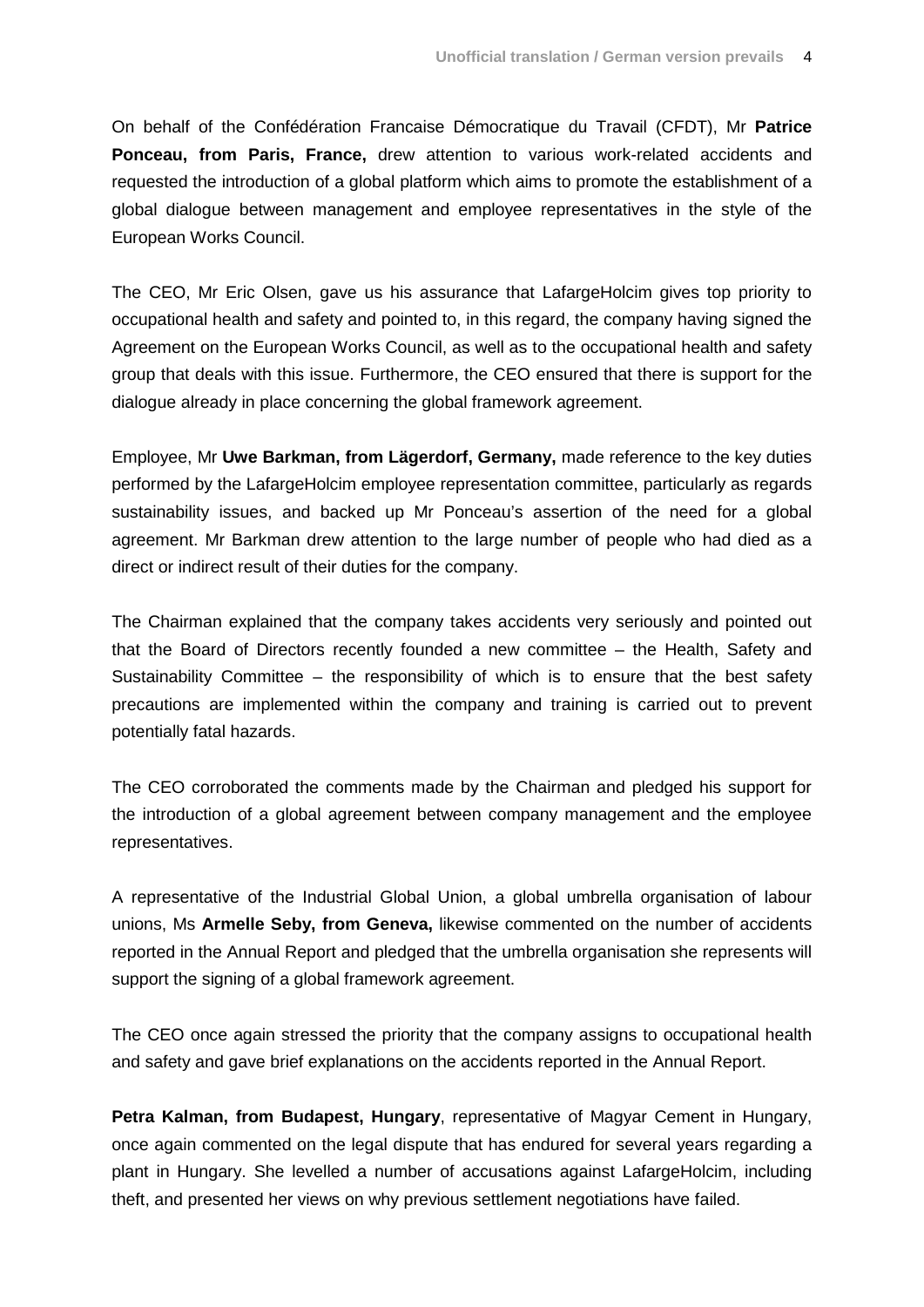On behalf of the Confédération Francaise Démocratique du Travail (CFDT), Mr **Patrice Ponceau, from Paris, France,** drew attention to various work-related accidents and requested the introduction of a global platform which aims to promote the establishment of a global dialogue between management and employee representatives in the style of the European Works Council.

The CEO, Mr Eric Olsen, gave us his assurance that LafargeHolcim gives top priority to occupational health and safety and pointed to, in this regard, the company having signed the Agreement on the European Works Council, as well as to the occupational health and safety group that deals with this issue. Furthermore, the CEO ensured that there is support for the dialogue already in place concerning the global framework agreement.

Employee, Mr **Uwe Barkman, from Lägerdorf, Germany,** made reference to the key duties performed by the LafargeHolcim employee representation committee, particularly as regards sustainability issues, and backed up Mr Ponceau's assertion of the need for a global agreement. Mr Barkman drew attention to the large number of people who had died as a direct or indirect result of their duties for the company.

The Chairman explained that the company takes accidents very seriously and pointed out that the Board of Directors recently founded a new committee – the Health, Safety and Sustainability Committee – the responsibility of which is to ensure that the best safety precautions are implemented within the company and training is carried out to prevent potentially fatal hazards.

The CEO corroborated the comments made by the Chairman and pledged his support for the introduction of a global agreement between company management and the employee representatives.

A representative of the Industrial Global Union, a global umbrella organisation of labour unions, Ms **Armelle Seby, from Geneva,** likewise commented on the number of accidents reported in the Annual Report and pledged that the umbrella organisation she represents will support the signing of a global framework agreement.

The CEO once again stressed the priority that the company assigns to occupational health and safety and gave brief explanations on the accidents reported in the Annual Report.

**Petra Kalman, from Budapest, Hungary**, representative of Magyar Cement in Hungary, once again commented on the legal dispute that has endured for several years regarding a plant in Hungary. She levelled a number of accusations against LafargeHolcim, including theft, and presented her views on why previous settlement negotiations have failed.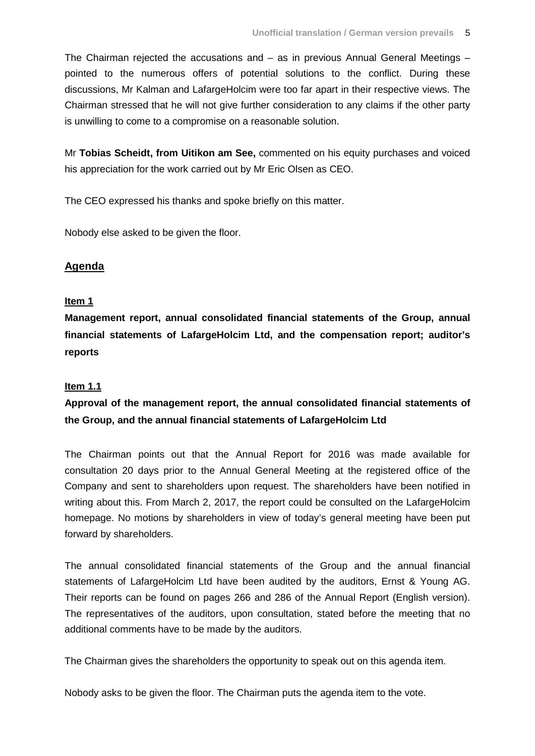The Chairman rejected the accusations and – as in previous Annual General Meetings – pointed to the numerous offers of potential solutions to the conflict. During these discussions, Mr Kalman and LafargeHolcim were too far apart in their respective views. The Chairman stressed that he will not give further consideration to any claims if the other party is unwilling to come to a compromise on a reasonable solution.

Mr **Tobias Scheidt, from Uitikon am See,** commented on his equity purchases and voiced his appreciation for the work carried out by Mr Eric Olsen as CEO.

The CEO expressed his thanks and spoke briefly on this matter.

Nobody else asked to be given the floor.

## Agenda

### Item 1

**Management report, annual consolidated financial statements of the Group, annual financial statements of LafargeHolcim Ltd, and the compensation report; auditor's reports**

### Item 1.1

**Approval of the management report, the annual consolidated financial statements of the Group, and the annual financial statements of LafargeHolcim Ltd**

The Chairman points out that the Annual Report for 2016 was made available for consultation 20 days prior to the Annual General Meeting at the registered office of the Company and sent to shareholders upon request. The shareholders have been notified in writing about this. From March 2, 2017, the report could be consulted on the LafargeHolcim homepage. No motions by shareholders in view of today's general meeting have been put forward by shareholders.

The annual consolidated financial statements of the Group and the annual financial statements of LafargeHolcim Ltd have been audited by the auditors, Ernst & Young AG. Their reports can be found on pages 266 and 286 of the Annual Report (English version). The representatives of the auditors, upon consultation, stated before the meeting that no additional comments have to be made by the auditors.

The Chairman gives the shareholders the opportunity to speak out on this agenda item.

Nobody asks to be given the floor. The Chairman puts the agenda item to the vote.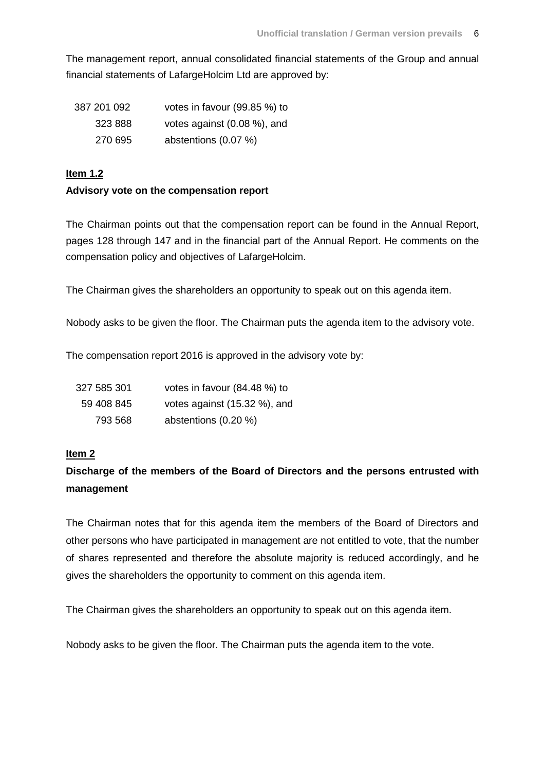The management report, annual consolidated financial statements of the Group and annual financial statements of LafargeHolcim Ltd are approved by:

| | |
|---|---|
| 387 201 092 | votes in favour (99.85 %) to |
| 323 888 | votes against (0.08 %), and |
| 270 695 | abstentions (0.07 %) |

**Item 1.2**

**Advisory vote on the compensation report**

The Chairman points out that the compensation report can be found in the Annual Report, pages 128 through 147 and in the financial part of the Annual Report. He comments on the compensation policy and objectives of LafargeHolcim.

The Chairman gives the shareholders an opportunity to speak out on this agenda item.

Nobody asks to be given the floor. The Chairman puts the agenda item to the advisory vote.

The compensation report 2016 is approved in the advisory vote by:

| | |
|---|---|
| 327 585 301 | votes in favour (84.48 %) to |
| 59 408 845 | votes against (15.32 %), and |
| 793 568 | abstentions (0.20 %) |

**Item 2**

**Discharge of the members of the Board of Directors and the persons entrusted with management**

The Chairman notes that for this agenda item the members of the Board of Directors and other persons who have participated in management are not entitled to vote, that the number of shares represented and therefore the absolute majority is reduced accordingly, and he gives the shareholders the opportunity to comment on this agenda item.

The Chairman gives the shareholders an opportunity to speak out on this agenda item.

Nobody asks to be given the floor. The Chairman puts the agenda item to the vote.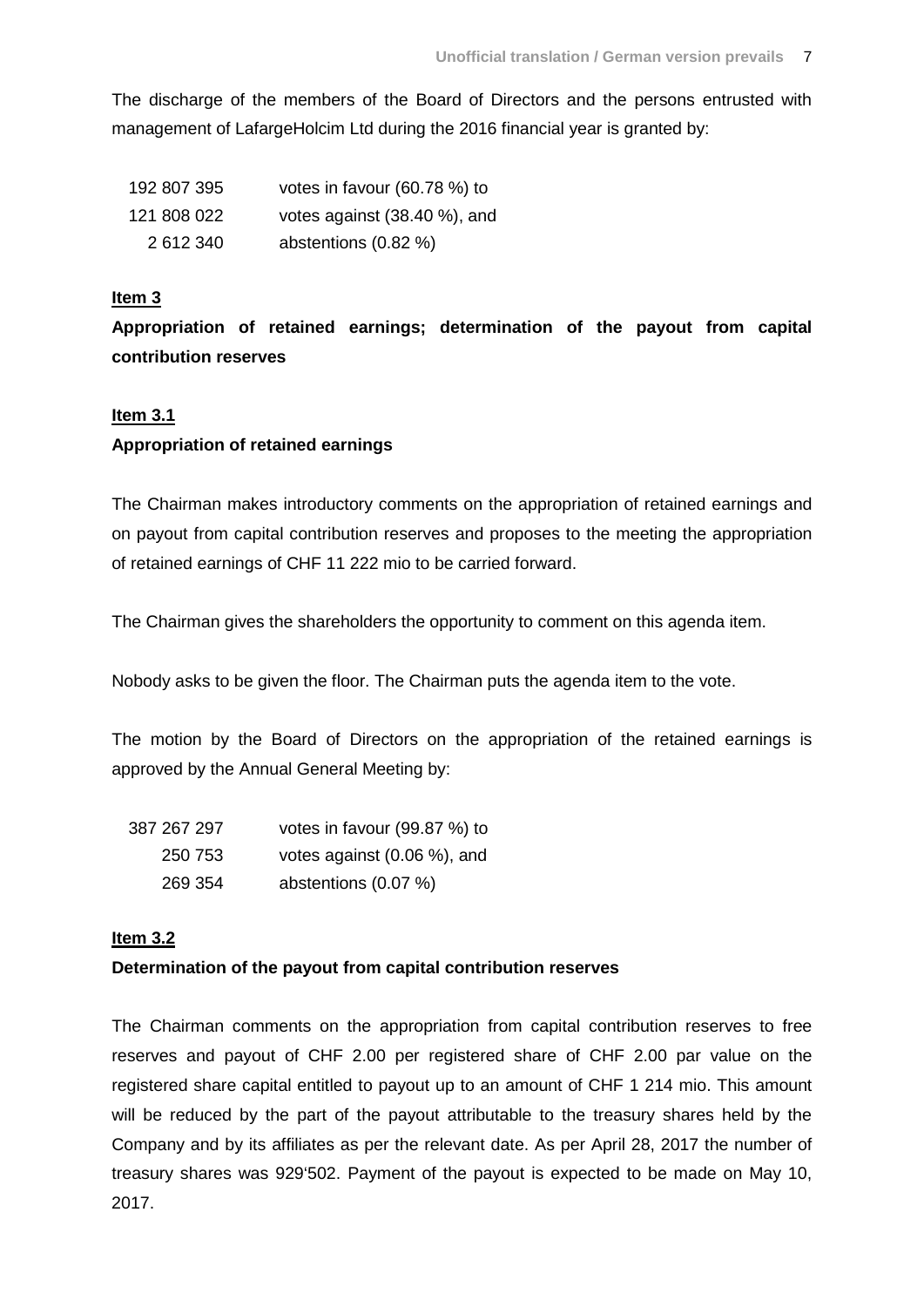The discharge of the members of the Board of Directors and the persons entrusted with management of LafargeHolcim Ltd during the 2016 financial year is granted by:

| | |
|---|---|
| 192 807 395 | votes in favour (60.78 %) to |
| 121 808 022 | votes against (38.40 %), and |
| 2 612 340 | abstentions (0.82 %) |

**Item 3**

**Appropriation of retained earnings; determination of the payout from capital contribution reserves**

**Item 3.1**

**Appropriation of retained earnings**

The Chairman makes introductory comments on the appropriation of retained earnings and on payout from capital contribution reserves and proposes to the meeting the appropriation of retained earnings of CHF 11 222 mio to be carried forward.

The Chairman gives the shareholders the opportunity to comment on this agenda item.

Nobody asks to be given the floor. The Chairman puts the agenda item to the vote.

The motion by the Board of Directors on the appropriation of the retained earnings is approved by the Annual General Meeting by:

| | |
|---|---|
| 387 267 297 | votes in favour (99.87 %) to |
| 250 753 | votes against (0.06 %), and |
| 269 354 | abstentions (0.07 %) |

**Item 3.2**

**Determination of the payout from capital contribution reserves**

The Chairman comments on the appropriation from capital contribution reserves to free reserves and payout of CHF 2.00 per registered share of CHF 2.00 par value on the registered share capital entitled to payout up to an amount of CHF 1 214 mio. This amount will be reduced by the part of the payout attributable to the treasury shares held by the Company and by its affiliates as per the relevant date. As per April 28, 2017 the number of treasury shares was 929'502. Payment of the payout is expected to be made on May 10, 2017.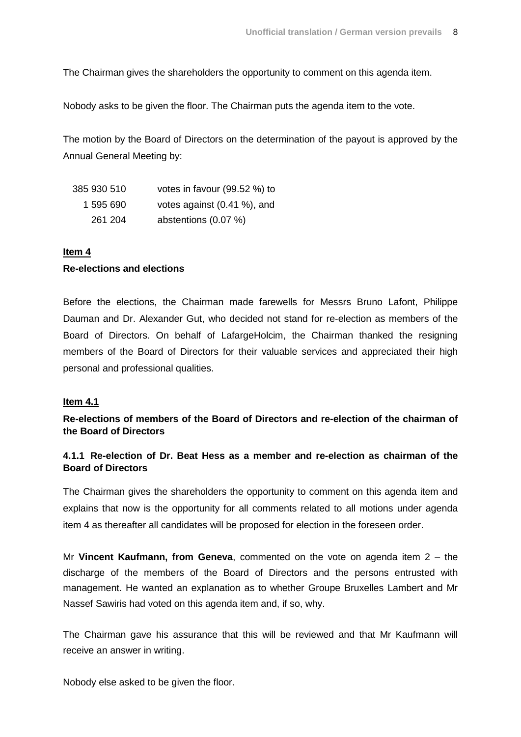The Chairman gives the shareholders the opportunity to comment on this agenda item.

Nobody asks to be given the floor. The Chairman puts the agenda item to the vote.

The motion by the Board of Directors on the determination of the payout is approved by the Annual General Meeting by:

| | |
|---|---|
| 385 930 510 | votes in favour (99.52 %) to |
| 1 595 690 | votes against (0.41 %), and |
| 261 204 | abstentions (0.07 %) |

**Item 4**

**Re-elections and elections**

Before the elections, the Chairman made farewells for Messrs Bruno Lafont, Philippe Dauman and Dr. Alexander Gut, who decided not stand for re-election as members of the Board of Directors. On behalf of LafargeHolcim, the Chairman thanked the resigning members of the Board of Directors for their valuable services and appreciated their high personal and professional qualities.

**Item 4.1**

**Re-elections of members of the Board of Directors and re-election of the chairman of the Board of Directors**

**4.1.1 Re-election of Dr. Beat Hess as a member and re-election as chairman of the Board of Directors**

The Chairman gives the shareholders the opportunity to comment on this agenda item and explains that now is the opportunity for all comments related to all motions under agenda item 4 as thereafter all candidates will be proposed for election in the foreseen order.

Mr **Vincent Kaufmann, from Geneva**, commented on the vote on agenda item 2 – the discharge of the members of the Board of Directors and the persons entrusted with management. He wanted an explanation as to whether Groupe Bruxelles Lambert and Mr Nassef Sawiris had voted on this agenda item and, if so, why.

The Chairman gave his assurance that this will be reviewed and that Mr Kaufmann will receive an answer in writing.

Nobody else asked to be given the floor.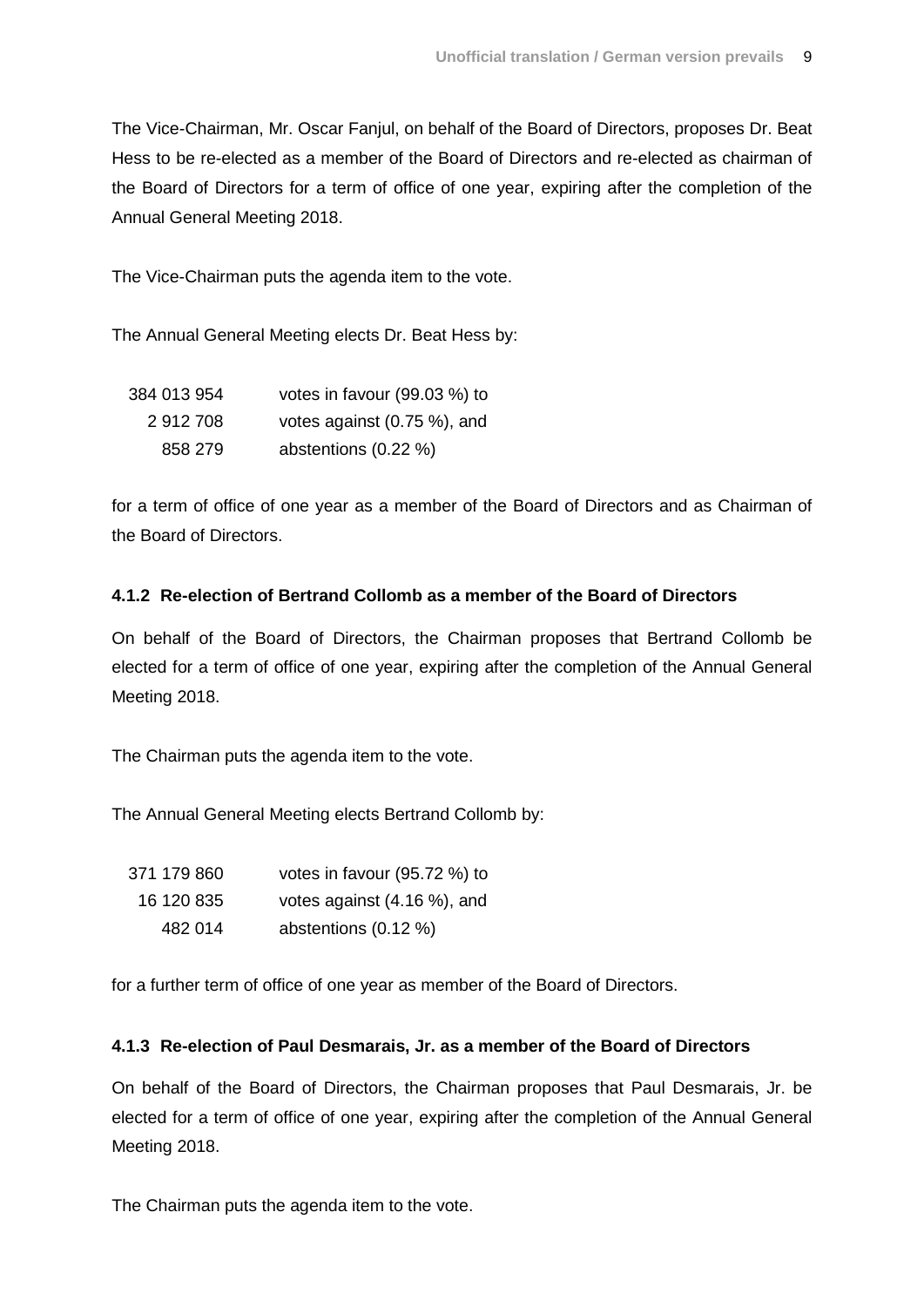The Vice-Chairman, Mr. Oscar Fanjul, on behalf of the Board of Directors, proposes Dr. Beat Hess to be re-elected as a member of the Board of Directors and re-elected as chairman of the Board of Directors for a term of office of one year, expiring after the completion of the Annual General Meeting 2018.

The Vice-Chairman puts the agenda item to the vote.

The Annual General Meeting elects Dr. Beat Hess by:

| | |
|---|---|
| 384 013 954 | votes in favour (99.03 %) to |
| 2 912 708 | votes against (0.75 %), and |
| 858 279 | abstentions (0.22 %) |

for a term of office of one year as a member of the Board of Directors and as Chairman of the Board of Directors.

#### 4.1.2 Re-election of Bertrand Collomb as a member of the Board of Directors

On behalf of the Board of Directors, the Chairman proposes that Bertrand Collomb be elected for a term of office of one year, expiring after the completion of the Annual General Meeting 2018.

The Chairman puts the agenda item to the vote.

The Annual General Meeting elects Bertrand Collomb by:

| | |
|---|---|
| 371 179 860 | votes in favour (95.72 %) to |
| 16 120 835 | votes against (4.16 %), and |
| 482 014 | abstentions (0.12 %) |

for a further term of office of one year as member of the Board of Directors.

#### 4.1.3 Re-election of Paul Desmarais, Jr. as a member of the Board of Directors

On behalf of the Board of Directors, the Chairman proposes that Paul Desmarais, Jr. be elected for a term of office of one year, expiring after the completion of the Annual General Meeting 2018.

The Chairman puts the agenda item to the vote.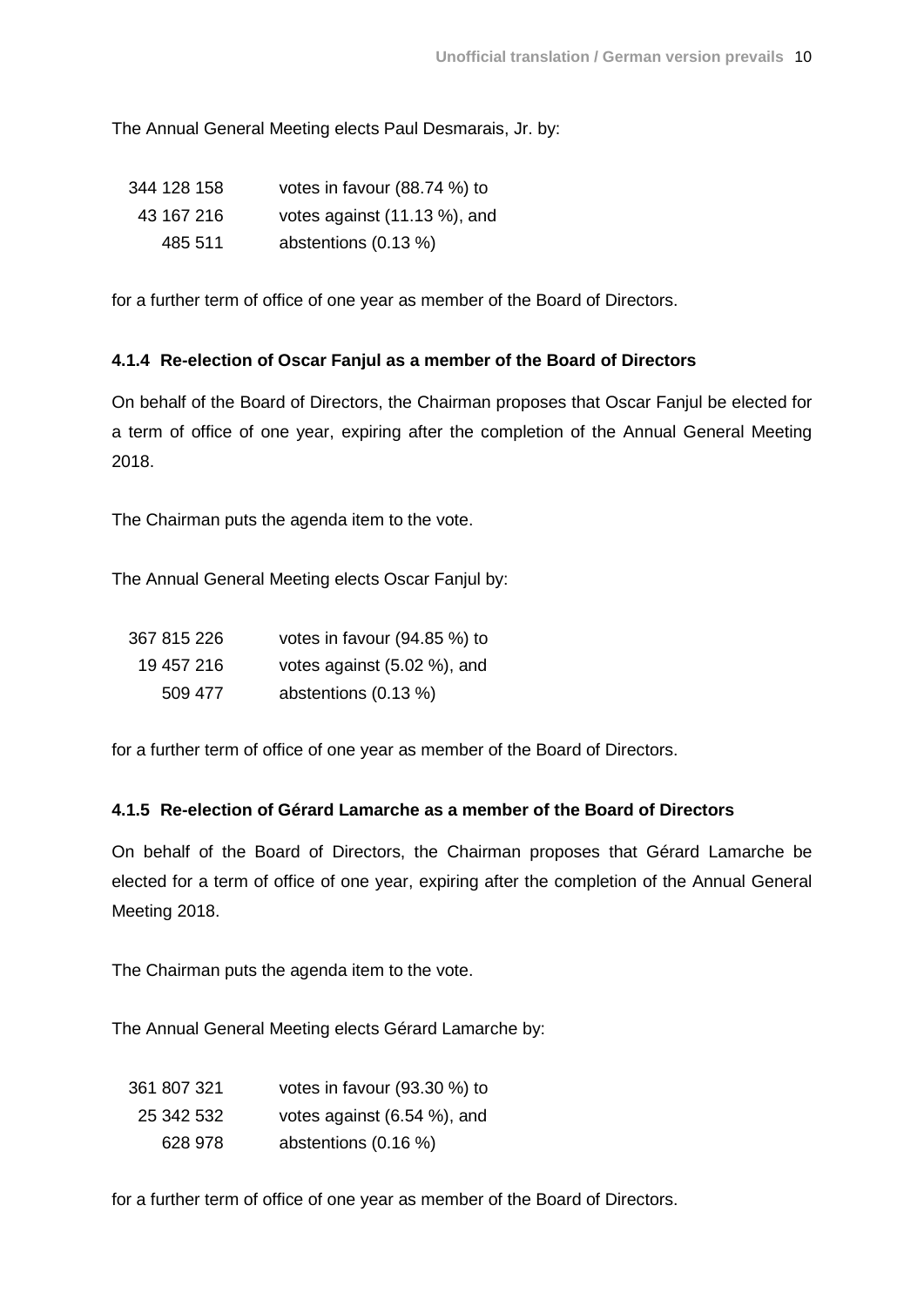The Annual General Meeting elects Paul Desmarais, Jr. by:

| | |
|---|---|
| 344 128 158 | votes in favour (88.74 %) to |
| 43 167 216 | votes against (11.13 %), and |
| 485 511 | abstentions (0.13 %) |

for a further term of office of one year as member of the Board of Directors.

#### 4.1.4 Re-election of Oscar Fanjul as a member of the Board of Directors

On behalf of the Board of Directors, the Chairman proposes that Oscar Fanjul be elected for a term of office of one year, expiring after the completion of the Annual General Meeting 2018.

The Chairman puts the agenda item to the vote.

The Annual General Meeting elects Oscar Fanjul by:

| | |
|---|---|
| 367 815 226 | votes in favour (94.85 %) to |
| 19 457 216 | votes against (5.02 %), and |
| 509 477 | abstentions (0.13 %) |

for a further term of office of one year as member of the Board of Directors.

#### 4.1.5 Re-election of Gérard Lamarche as a member of the Board of Directors

On behalf of the Board of Directors, the Chairman proposes that Gérard Lamarche be elected for a term of office of one year, expiring after the completion of the Annual General Meeting 2018.

The Chairman puts the agenda item to the vote.

The Annual General Meeting elects Gérard Lamarche by:

| | |
|---|---|
| 361 807 321 | votes in favour (93.30 %) to |
| 25 342 532 | votes against (6.54 %), and |
| 628 978 | abstentions (0.16 %) |

for a further term of office of one year as member of the Board of Directors.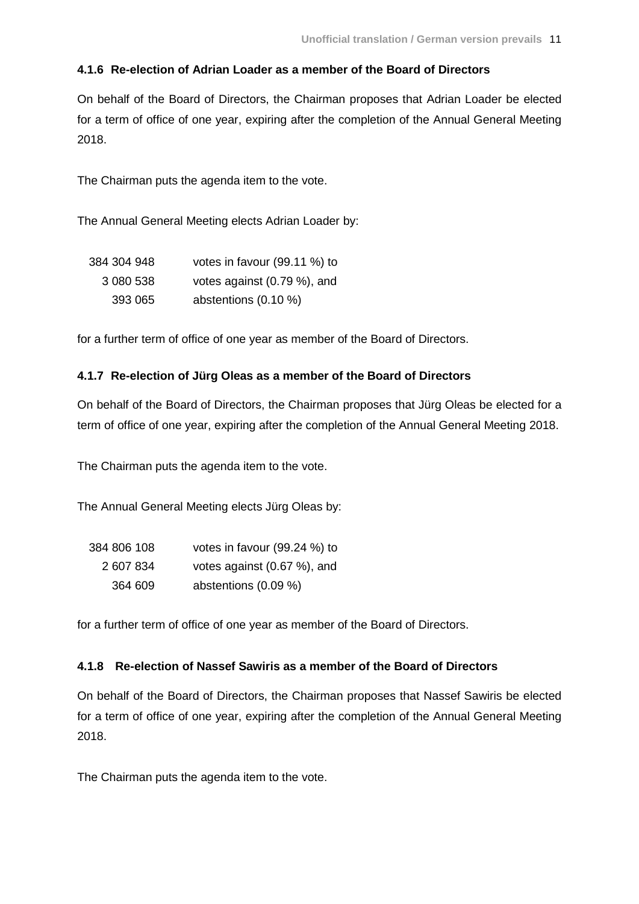#### 4.1.6 Re-election of Adrian Loader as a member of the Board of Directors

On behalf of the Board of Directors, the Chairman proposes that Adrian Loader be elected for a term of office of one year, expiring after the completion of the Annual General Meeting 2018.

The Chairman puts the agenda item to the vote.

The Annual General Meeting elects Adrian Loader by:

| | |
|---|---|
| 384 304 948 | votes in favour (99.11 %) to |
| 3 080 538 | votes against (0.79 %), and |
| 393 065 | abstentions (0.10 %) |

for a further term of office of one year as member of the Board of Directors.

#### 4.1.7 Re-election of Jürg Oleas as a member of the Board of Directors

On behalf of the Board of Directors, the Chairman proposes that Jürg Oleas be elected for a term of office of one year, expiring after the completion of the Annual General Meeting 2018.

The Chairman puts the agenda item to the vote.

The Annual General Meeting elects Jürg Oleas by:

| | |
|---|---|
| 384 806 108 | votes in favour (99.24 %) to |
| 2 607 834 | votes against (0.67 %), and |
| 364 609 | abstentions (0.09 %) |

for a further term of office of one year as member of the Board of Directors.

#### 4.1.8 Re-election of Nassef Sawiris as a member of the Board of Directors

On behalf of the Board of Directors, the Chairman proposes that Nassef Sawiris be elected for a term of office of one year, expiring after the completion of the Annual General Meeting 2018.

The Chairman puts the agenda item to the vote.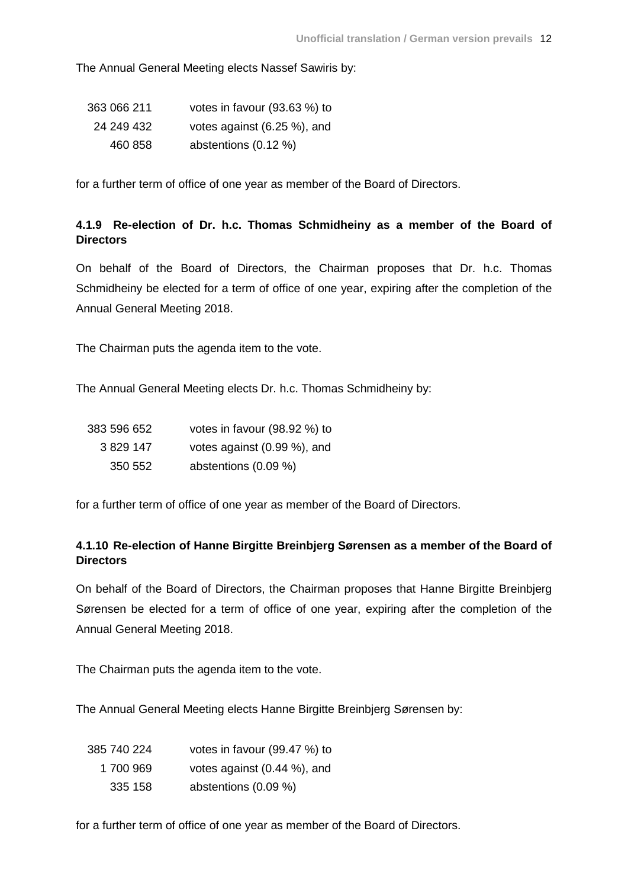The Annual General Meeting elects Nassef Sawiris by:

| | |
|---|---|
| 363 066 211 | votes in favour (93.63 %) to |
| 24 249 432 | votes against (6.25 %), and |
| 460 858 | abstentions (0.12 %) |

for a further term of office of one year as member of the Board of Directors.

#### 4.1.9 Re-election of Dr. h.c. Thomas Schmidheiny as a member of the Board of Directors

On behalf of the Board of Directors, the Chairman proposes that Dr. h.c. Thomas Schmidheiny be elected for a term of office of one year, expiring after the completion of the Annual General Meeting 2018.

The Chairman puts the agenda item to the vote.

The Annual General Meeting elects Dr. h.c. Thomas Schmidheiny by:

| | |
|---|---|
| 383 596 652 | votes in favour (98.92 %) to |
| 3 829 147 | votes against (0.99 %), and |
| 350 552 | abstentions (0.09 %) |

for a further term of office of one year as member of the Board of Directors.

#### 4.1.10 Re-election of Hanne Birgitte Breinbjerg Sørensen as a member of the Board of Directors

On behalf of the Board of Directors, the Chairman proposes that Hanne Birgitte Breinbjerg Sørensen be elected for a term of office of one year, expiring after the completion of the Annual General Meeting 2018.

The Chairman puts the agenda item to the vote.

The Annual General Meeting elects Hanne Birgitte Breinbjerg Sørensen by:

| | |
|---|---|
| 385 740 224 | votes in favour (99.47 %) to |
| 1 700 969 | votes against (0.44 %), and |
| 335 158 | abstentions (0.09 %) |

for a further term of office of one year as member of the Board of Directors.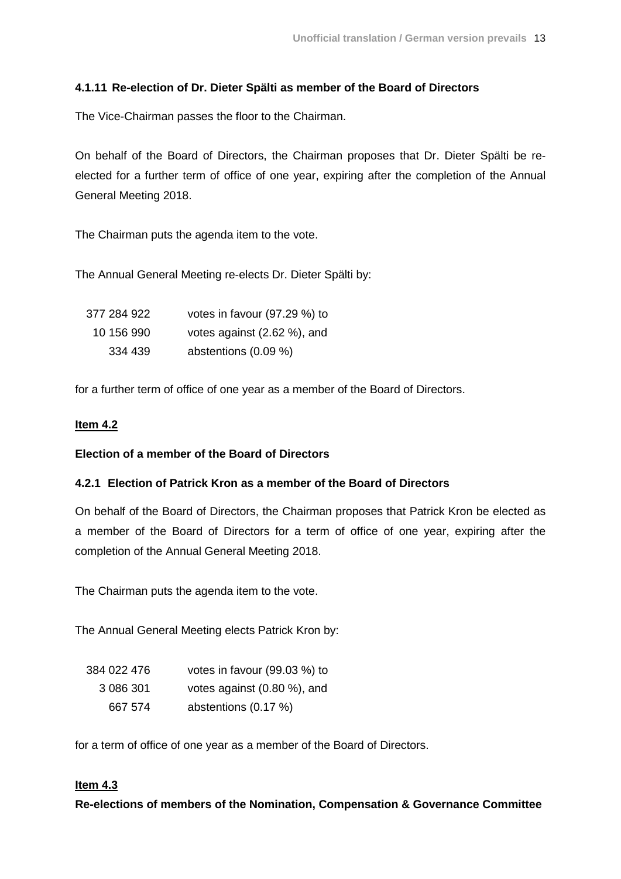#### 4.1.11 Re-election of Dr. Dieter Spälti as member of the Board of Directors

The Vice-Chairman passes the floor to the Chairman.

On behalf of the Board of Directors, the Chairman proposes that Dr. Dieter Spälti be re-elected for a further term of office of one year, expiring after the completion of the Annual General Meeting 2018.

The Chairman puts the agenda item to the vote.

The Annual General Meeting re-elects Dr. Dieter Spälti by:

| | |
|---|---|
| 377 284 922 | votes in favour (97.29 %) to |
| 10 156 990 | votes against (2.62 %), and |
| 334 439 | abstentions (0.09 %) |

for a further term of office of one year as a member of the Board of Directors.

**Item 4.2**

### Election of a member of the Board of Directors

#### 4.2.1 Election of Patrick Kron as a member of the Board of Directors

On behalf of the Board of Directors, the Chairman proposes that Patrick Kron be elected as a member of the Board of Directors for a term of office of one year, expiring after the completion of the Annual General Meeting 2018.

The Chairman puts the agenda item to the vote.

The Annual General Meeting elects Patrick Kron by:

| | |
|---|---|
| 384 022 476 | votes in favour (99.03 %) to |
| 3 086 301 | votes against (0.80 %), and |
| 667 574 | abstentions (0.17 %) |

for a term of office of one year as a member of the Board of Directors.

**Item 4.3**

### Re-elections of members of the Nomination, Compensation & Governance Committee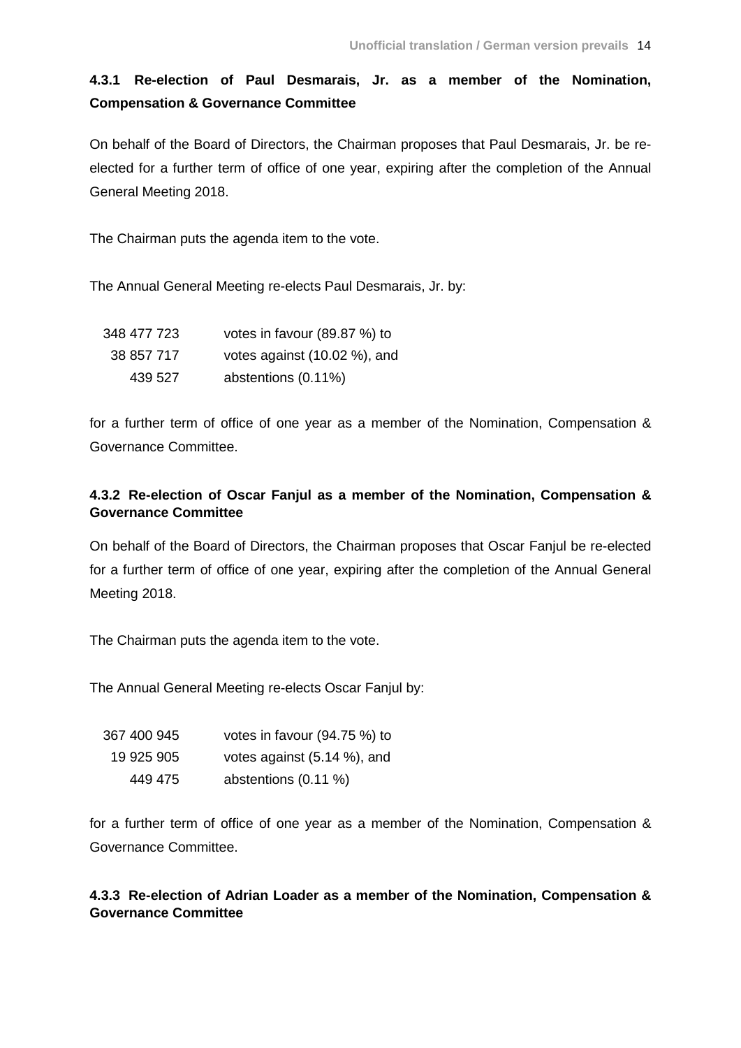#### 4.3.1 Re-election of Paul Desmarais, Jr. as a member of the Nomination, Compensation & Governance Committee

On behalf of the Board of Directors, the Chairman proposes that Paul Desmarais, Jr. be re-elected for a further term of office of one year, expiring after the completion of the Annual General Meeting 2018.

The Chairman puts the agenda item to the vote.

The Annual General Meeting re-elects Paul Desmarais, Jr. by:

| | |
|---|---|
| 348 477 723 | votes in favour (89.87 %) to |
| 38 857 717 | votes against (10.02 %), and |
| 439 527 | abstentions (0.11%) |

for a further term of office of one year as a member of the Nomination, Compensation & Governance Committee.

#### 4.3.2 Re-election of Oscar Fanjul as a member of the Nomination, Compensation & Governance Committee

On behalf of the Board of Directors, the Chairman proposes that Oscar Fanjul be re-elected for a further term of office of one year, expiring after the completion of the Annual General Meeting 2018.

The Chairman puts the agenda item to the vote.

The Annual General Meeting re-elects Oscar Fanjul by:

| | |
|---|---|
| 367 400 945 | votes in favour (94.75 %) to |
| 19 925 905 | votes against (5.14 %), and |
| 449 475 | abstentions (0.11 %) |

for a further term of office of one year as a member of the Nomination, Compensation & Governance Committee.

#### 4.3.3 Re-election of Adrian Loader as a member of the Nomination, Compensation & Governance Committee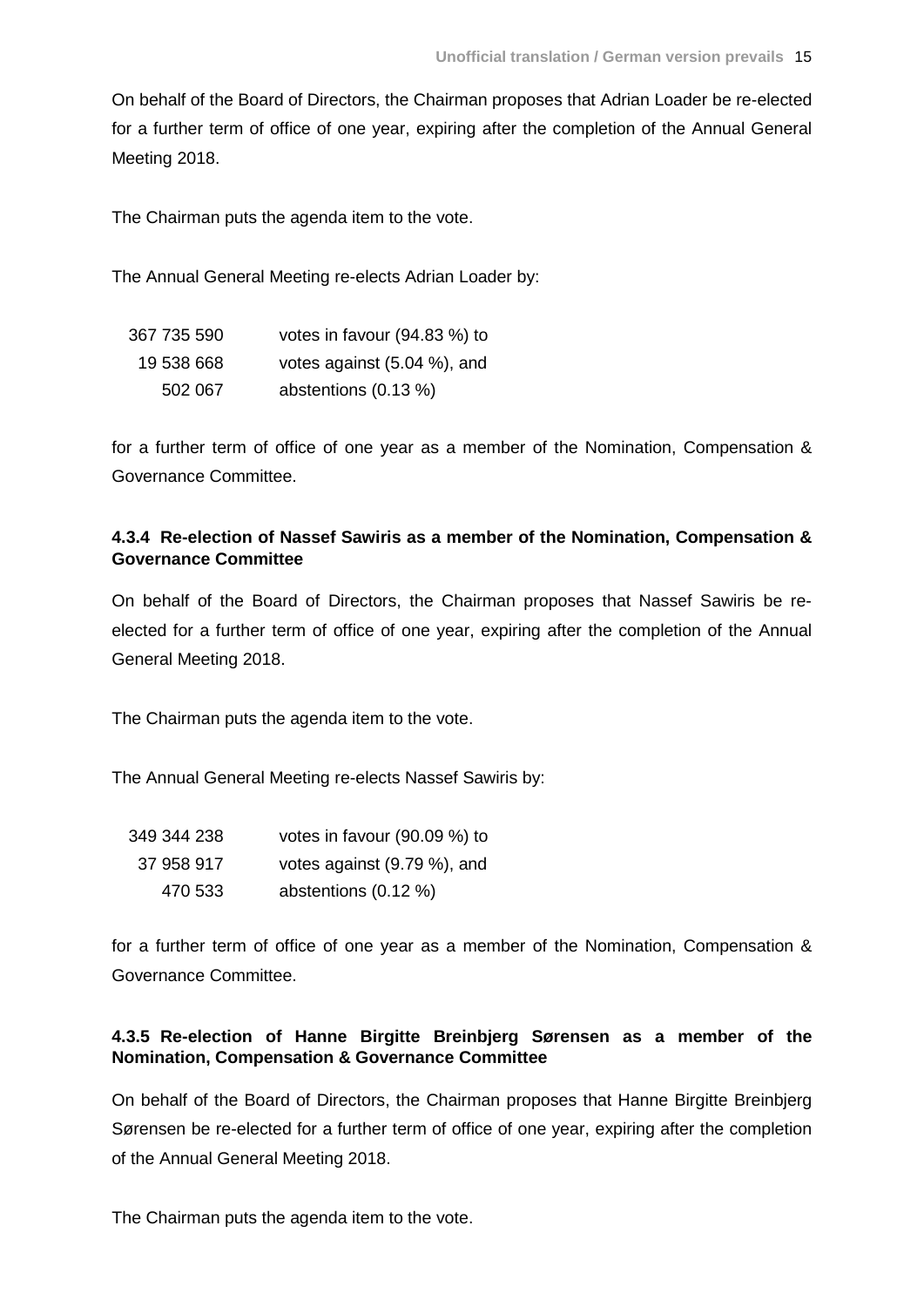On behalf of the Board of Directors, the Chairman proposes that Adrian Loader be re-elected for a further term of office of one year, expiring after the completion of the Annual General Meeting 2018.

The Chairman puts the agenda item to the vote.

The Annual General Meeting re-elects Adrian Loader by:

| | |
|---:|---|
| 367 735 590 | votes in favour (94.83 %) to |
| 19 538 668 | votes against (5.04 %), and |
| 502 067 | abstentions (0.13 %) |

for a further term of office of one year as a member of the Nomination, Compensation & Governance Committee.

#### 4.3.4 Re-election of Nassef Sawiris as a member of the Nomination, Compensation & Governance Committee

On behalf of the Board of Directors, the Chairman proposes that Nassef Sawiris be re-elected for a further term of office of one year, expiring after the completion of the Annual General Meeting 2018.

The Chairman puts the agenda item to the vote.

The Annual General Meeting re-elects Nassef Sawiris by:

| | |
|---:|---|
| 349 344 238 | votes in favour (90.09 %) to |
| 37 958 917 | votes against (9.79 %), and |
| 470 533 | abstentions (0.12 %) |

for a further term of office of one year as a member of the Nomination, Compensation & Governance Committee.

#### 4.3.5 Re-election of Hanne Birgitte Breinbjerg Sørensen as a member of the Nomination, Compensation & Governance Committee

On behalf of the Board of Directors, the Chairman proposes that Hanne Birgitte Breinbjerg Sørensen be re-elected for a further term of office of one year, expiring after the completion of the Annual General Meeting 2018.

The Chairman puts the agenda item to the vote.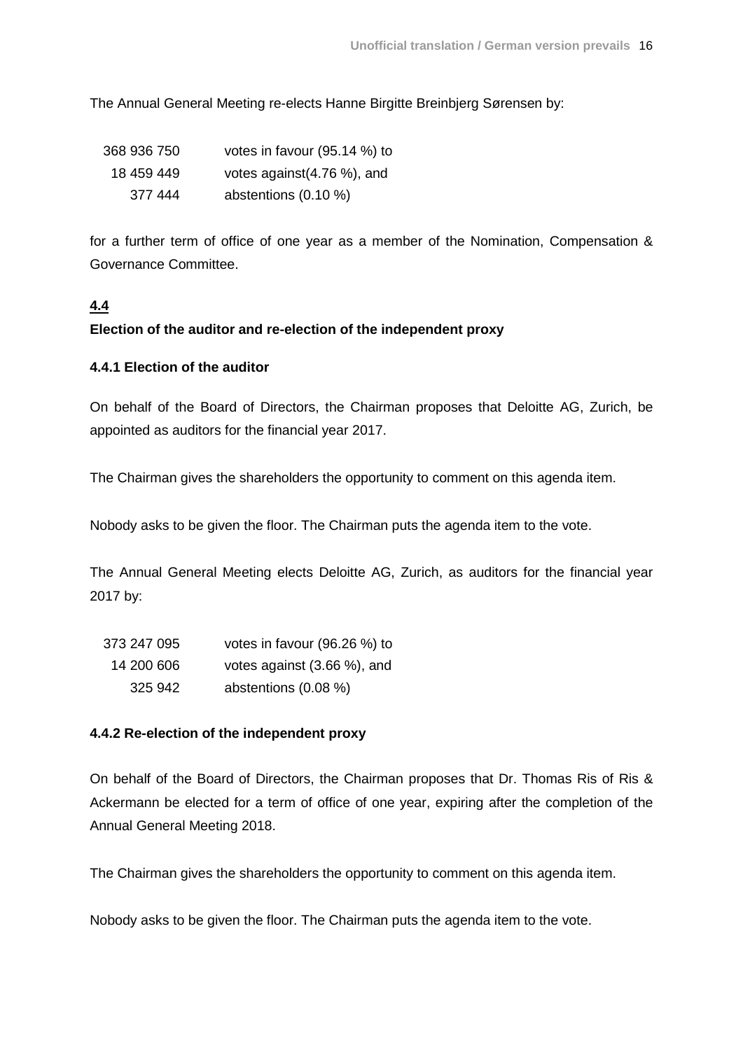The Annual General Meeting re-elects Hanne Birgitte Breinbjerg Sørensen by:

| | |
|---|---|
| 368 936 750 | votes in favour (95.14 %) to |
| 18 459 449 | votes against(4.76 %), and |
| 377 444 | abstentions (0.10 %) |

for a further term of office of one year as a member of the Nomination, Compensation & Governance Committee.

## 4.4

## Election of the auditor and re-election of the independent proxy

### 4.4.1 Election of the auditor

On behalf of the Board of Directors, the Chairman proposes that Deloitte AG, Zurich, be appointed as auditors for the financial year 2017.

The Chairman gives the shareholders the opportunity to comment on this agenda item.

Nobody asks to be given the floor. The Chairman puts the agenda item to the vote.

The Annual General Meeting elects Deloitte AG, Zurich, as auditors for the financial year 2017 by:

| | |
|---|---|
| 373 247 095 | votes in favour (96.26 %) to |
| 14 200 606 | votes against (3.66 %), and |
| 325 942 | abstentions (0.08 %) |

### 4.4.2 Re-election of the independent proxy

On behalf of the Board of Directors, the Chairman proposes that Dr. Thomas Ris of Ris & Ackermann be elected for a term of office of one year, expiring after the completion of the Annual General Meeting 2018.

The Chairman gives the shareholders the opportunity to comment on this agenda item.

Nobody asks to be given the floor. The Chairman puts the agenda item to the vote.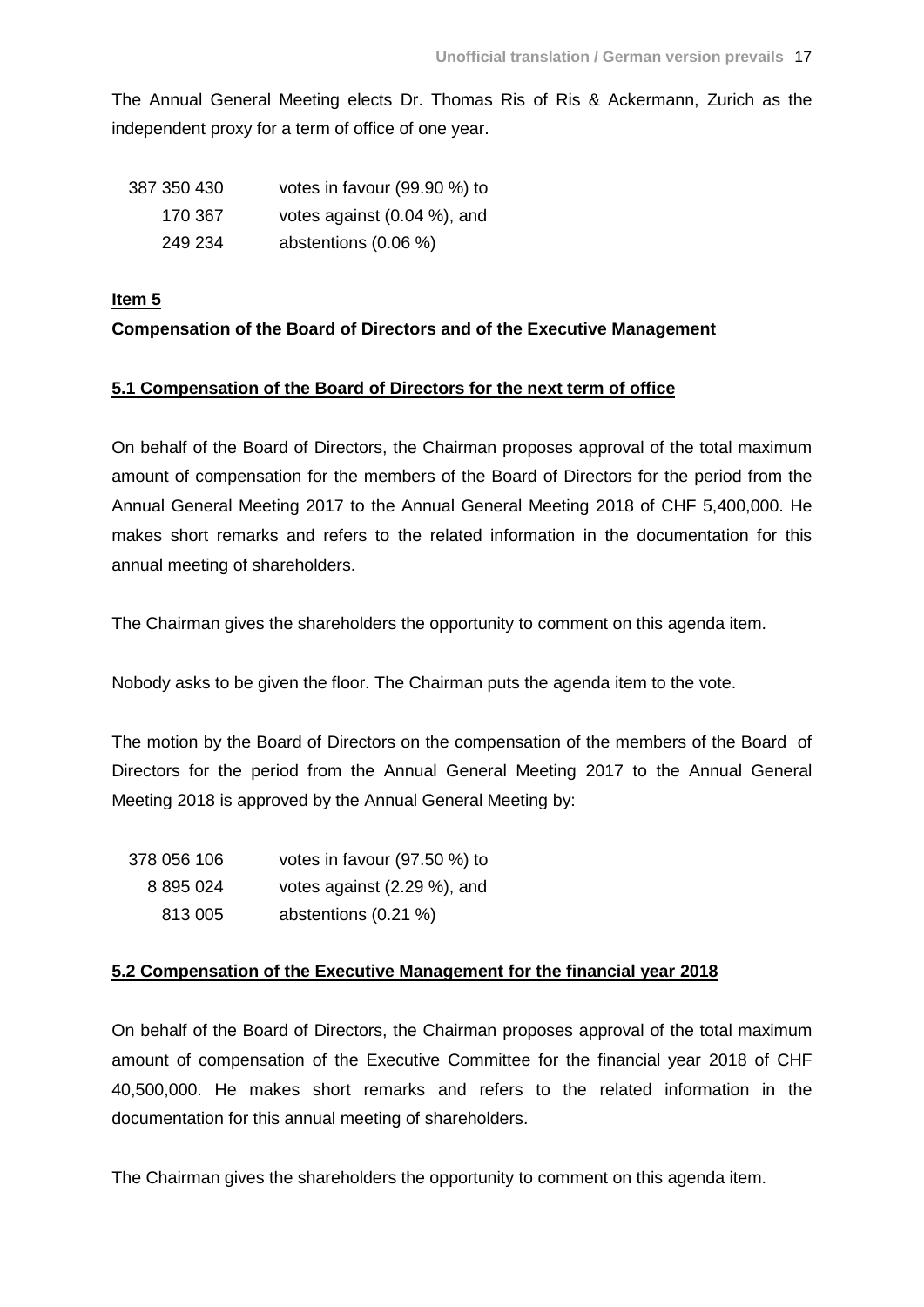The Annual General Meeting elects Dr. Thomas Ris of Ris & Ackermann, Zurich as the independent proxy for a term of office of one year.

| | |
|---|---|
| 387 350 430 | votes in favour (99.90 %) to |
| 170 367 | votes against (0.04 %), and |
| 249 234 | abstentions (0.06 %) |

**Item 5**

**Compensation of the Board of Directors and of the Executive Management**

**5.1 Compensation of the Board of Directors for the next term of office**

On behalf of the Board of Directors, the Chairman proposes approval of the total maximum amount of compensation for the members of the Board of Directors for the period from the Annual General Meeting 2017 to the Annual General Meeting 2018 of CHF 5,400,000. He makes short remarks and refers to the related information in the documentation for this annual meeting of shareholders.

The Chairman gives the shareholders the opportunity to comment on this agenda item.

Nobody asks to be given the floor. The Chairman puts the agenda item to the vote.

The motion by the Board of Directors on the compensation of the members of the Board of Directors for the period from the Annual General Meeting 2017 to the Annual General Meeting 2018 is approved by the Annual General Meeting by:

| | |
|---|---|
| 378 056 106 | votes in favour (97.50 %) to |
| 8 895 024 | votes against (2.29 %), and |
| 813 005 | abstentions (0.21 %) |

**5.2 Compensation of the Executive Management for the financial year 2018**

On behalf of the Board of Directors, the Chairman proposes approval of the total maximum amount of compensation of the Executive Committee for the financial year 2018 of CHF 40,500,000. He makes short remarks and refers to the related information in the documentation for this annual meeting of shareholders.

The Chairman gives the shareholders the opportunity to comment on this agenda item.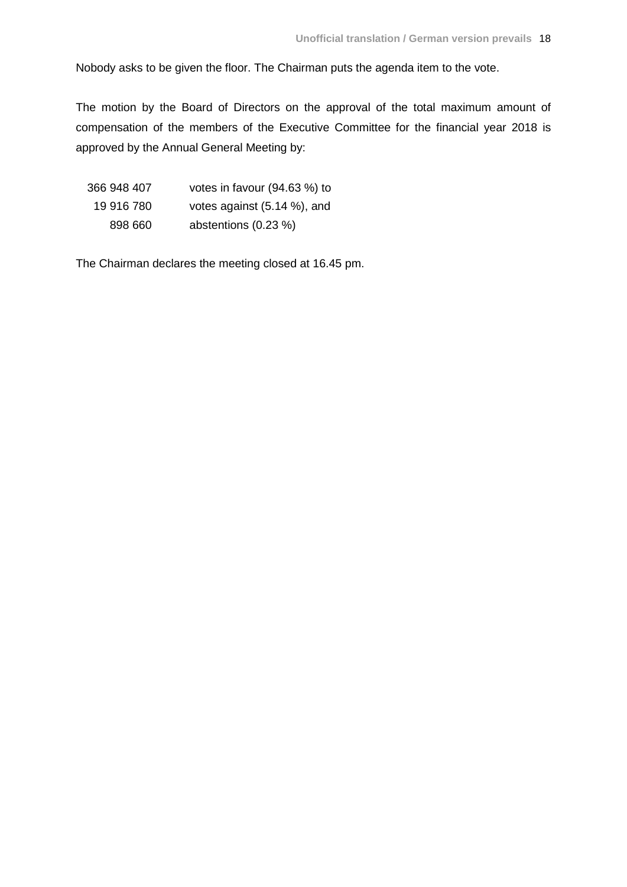Nobody asks to be given the floor. The Chairman puts the agenda item to the vote.

The motion by the Board of Directors on the approval of the total maximum amount of compensation of the members of the Executive Committee for the financial year 2018 is approved by the Annual General Meeting by:

| | |
|---:|---|
| 366 948 407 | votes in favour (94.63 %) to |
| 19 916 780 | votes against (5.14 %), and |
| 898 660 | abstentions (0.23 %) |

The Chairman declares the meeting closed at 16.45 pm.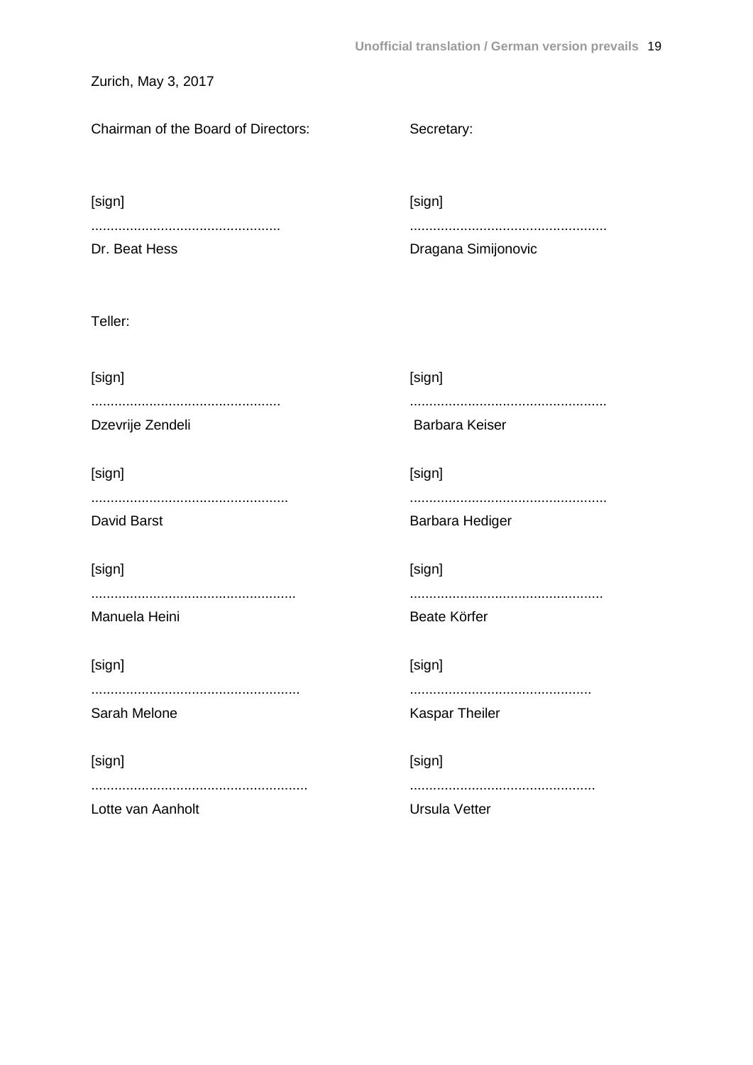Zurich, May 3, 2017

Chairman of the Board of Directors:

[sign]

.................................................

Dr. Beat Hess

Secretary:

[sign]

...................................................

Dragana Simijonovic

Teller:

[sign]

.................................................

Dzevrije Zendeli

[sign]

...................................................

Barbara Keiser

[sign]

...................................................

David Barst

[sign]

...................................................

Barbara Hediger

[sign]

.....................................................

Manuela Heini

[sign]

..................................................

Beate Körfer

[sign]

......................................................

Sarah Melone

[sign]

...............................................

Kaspar Theiler

[sign]

........................................................

Lotte van Aanholt

[sign]

................................................

Ursula Vetter